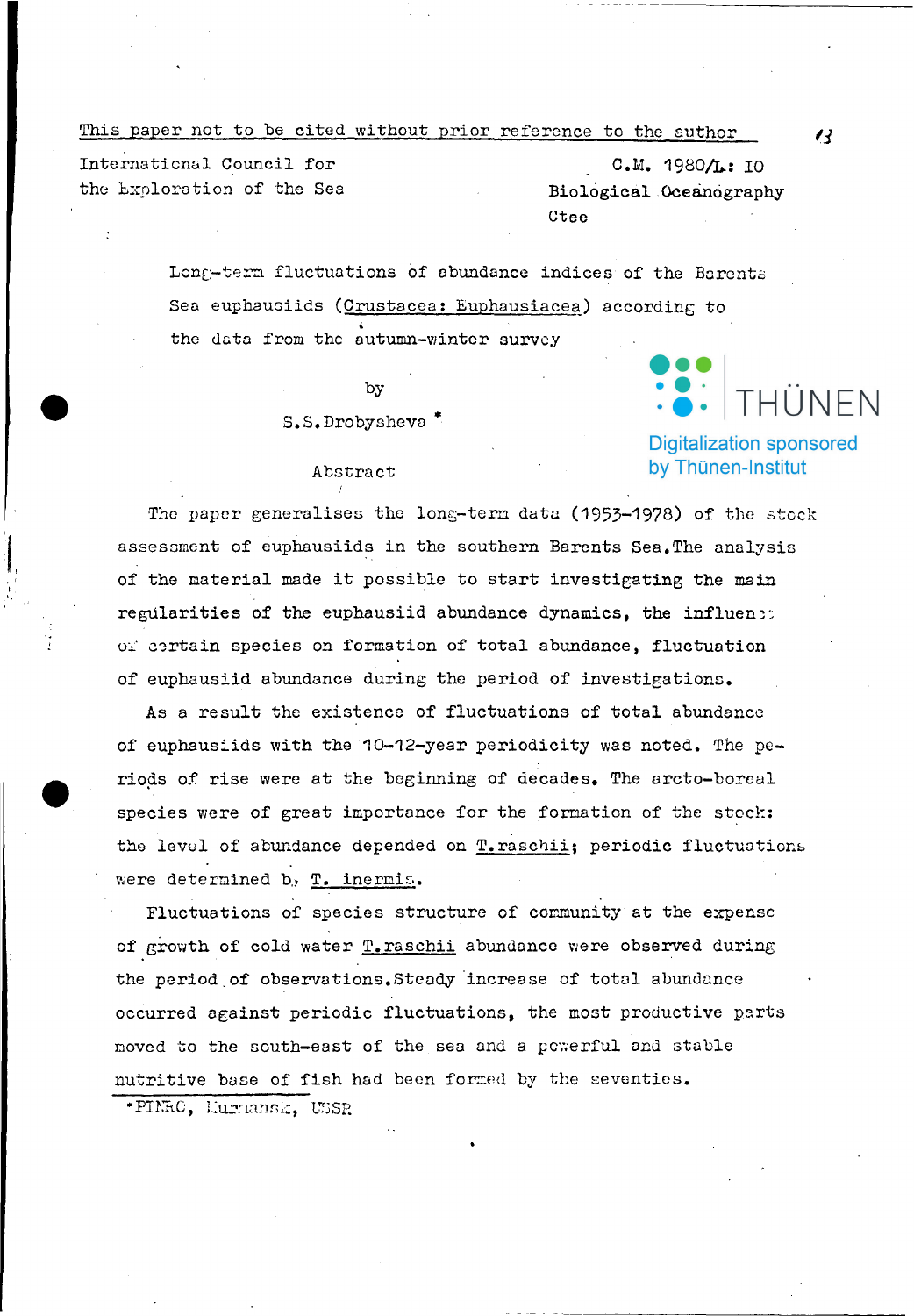This paper not to be cited without prior reference to the author

International Council for the Exploration of the Sea

C.M. 1980/L: 10
Biological Oceanography Ctee

# Long-term fluctuations of abundance indices of the Barents Sea euphausiids (*Crustacea: Euphausiacea*) according to the data from the autumn-winter survey

by

S.S.Drobysheva *

## Abstract

The paper generalises the long-term data (1953-1978) of the stock assessment of euphausiids in the southern Barents Sea. The analysis of the material made it possible to start investigating the main regularities of the euphausiid abundance dynamics, the influence of certain species on formation of total abundance, fluctuation of euphausiid abundance during the period of investigations.

As a result the existence of fluctuations of total abundance of euphausiids with the 10-12-year periodicity was noted. The periods of rise were at the beginning of decades. The arcto-boreal species were of great importance for the formation of the stock: the level of abundance depended on *T.raschii*; periodic fluctuations were determined by *T. inermis*.

Fluctuations of species structure of community at the expense of growth of cold water *T.raschii* abundance were observed during the period of observations. Steady increase of total abundance occurred against periodic fluctuations, the most productive parts moved to the south-east of the sea and a powerful and stable nutritive base of fish had been formed by the seventies.

*PINRO, Murmansk, USSR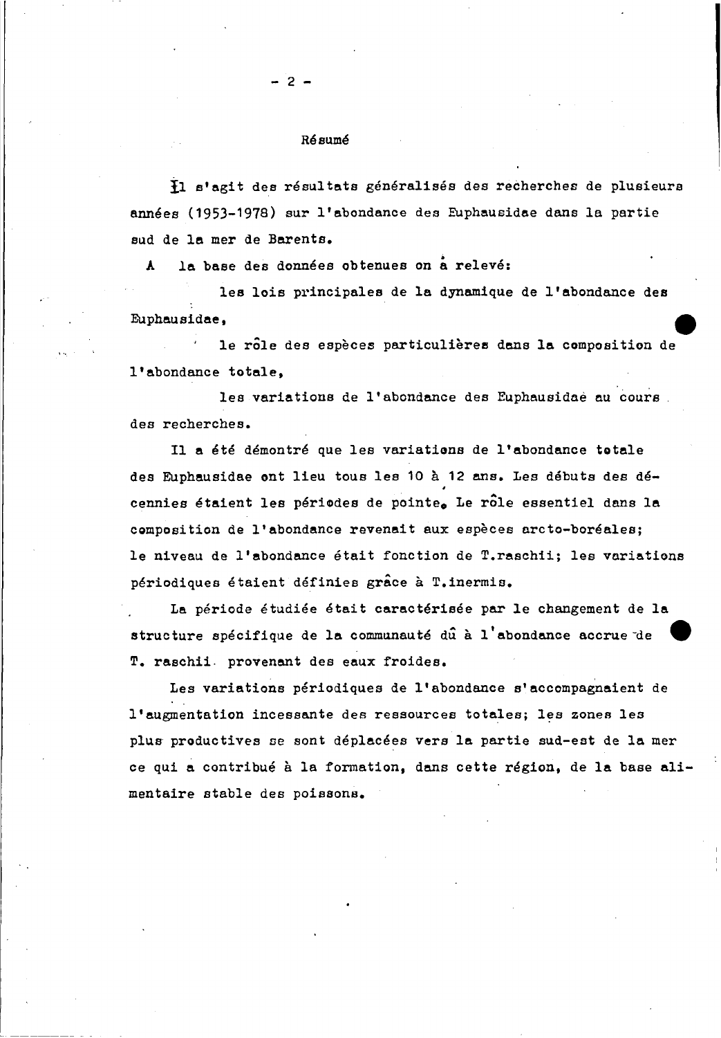## Résumé

Il s'agit des résultats généralisés des recherches de plusieurs années (1953-1978) sur l'abondance des Euphausidae dans la partie sud de la mer de Barents.

A la base des données obtenues on a relevé:

les lois principales de la dynamique de l'abondance des Euphausidae,

le rôle des espèces particulières dans la composition de l'abondance totale,

les variations de l'abondance des Euphausidae au cours des recherches.

Il a été démontré que les variations de l'abondance totale des Euphausidae ont lieu tous les 10 à 12 ans. Les débuts des décennies étaient les périodes de pointe. Le rôle essentiel dans la composition de l'abondance revenait aux espèces arcto-boréales; le niveau de l'abondance était fonction de T.raschii; les variations périodiques étaient définies grâce à T.inermis.

La période étudiée était caractérisée par le changement de la structure spécifique de la communauté dû à l'abondance accrue de T. raschii provenant des eaux froides.

Les variations périodiques de l'abondance s'accompagnaient de l'augmentation incessante des ressources totales; les zones les plus productives se sont déplacées vers la partie sud-est de la mer ce qui a contribué à la formation, dans cette région, de la base alimentaire stable des poissons.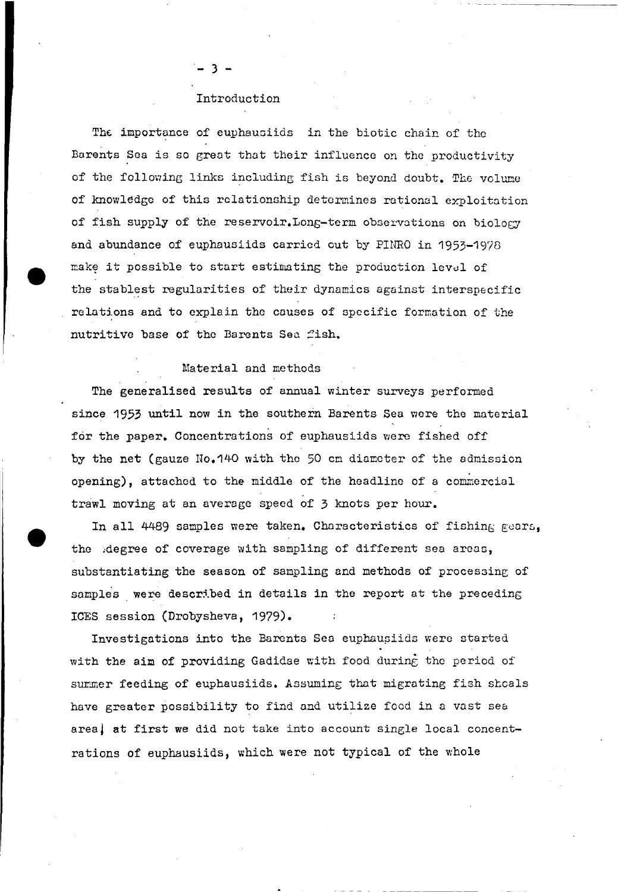## Introduction

The importance of euphausiids in the biotic chain of the Barents Sea is so great that their influence on the productivity of the following links including fish is beyond doubt. The volume of knowledge of this relationship determines rational exploitation of fish supply of the reservoir.Long-term observations on biology and abundance of euphausiids carried out by PINRO in 1953-1978 make it possible to start estimating the production level of the stablest regularities of their dynamics against interspecific relations and to explain the causes of specific formation of the nutritive base of the Barents Sea fish.

## Material and methods

The generalised results of annual winter surveys performed since 1953 until now in the southern Barents Sea were the material for the paper. Concentrations of euphausiids were fished off by the net (gauze No.140 with the 50 cm diameter of the admission opening), attached to the middle of the headline of a commercial trawl moving at an average speed of 3 knots per hour.

In all 4489 samples were taken. Characteristics of fishing gears, the degree of coverage with sampling of different sea areas, substantiating the season of sampling and methods of processing of samples were described in details in the report at the preceding ICES session (Drobysheva, 1979).

Investigations into the Barents Sea euphausiids were started with the aim of providing Gadidae with food during the period of summer feeding of euphausiids. Assuming that migrating fish shoals have greater possibility to find and utilize food in a vast sea area, at first we did not take into account single local concentrations of euphausiids, which were not typical of the whole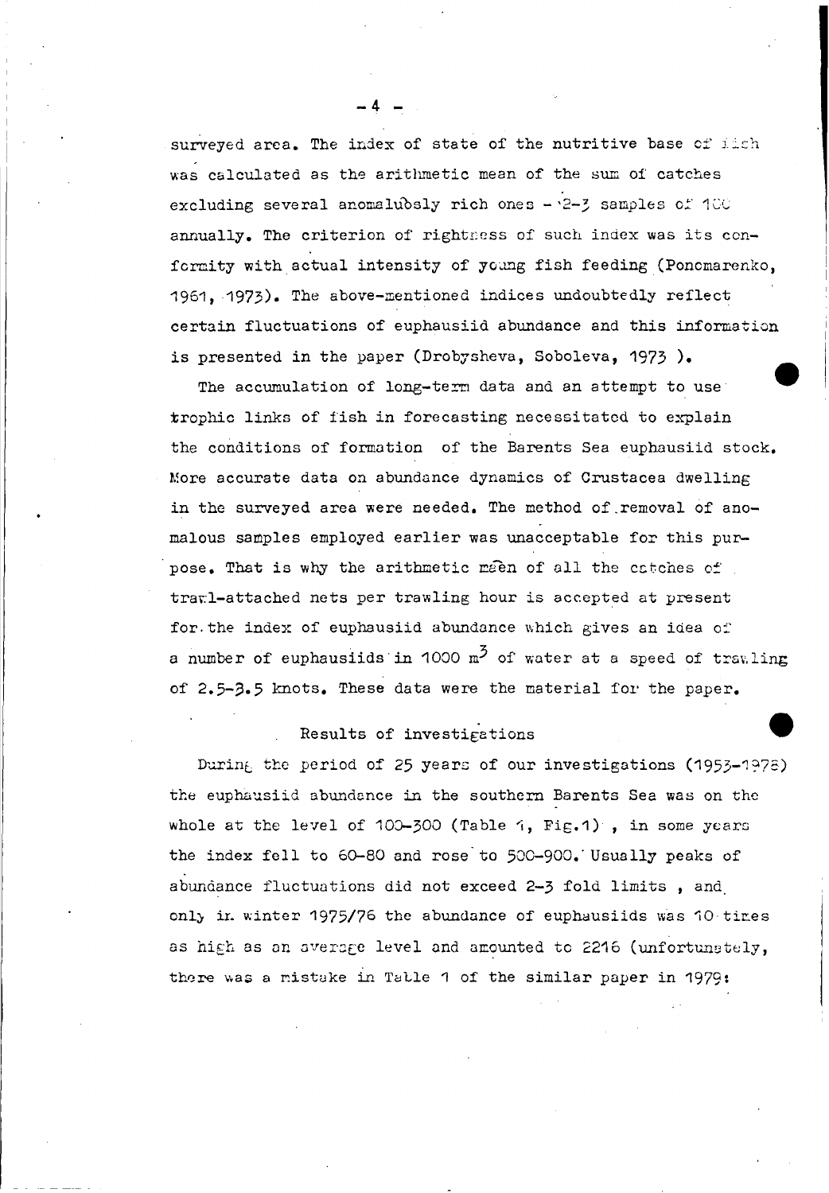surveyed area. The index of state of the nutritive base of fish was calculated as the arithmetic mean of the sum of catches excluding several anomalously rich ones - 2-3 samples of 100 annually. The criterion of rightness of such index was its conformity with actual intensity of young fish feeding (Ponomarenko, 1961, 1973). The above-mentioned indices undoubtedly reflect certain fluctuations of euphausiid abundance and this information is presented in the paper (Drobysheva, Soboleva, 1973 ).

The accumulation of long-term data and an attempt to use trophic links of fish in forecasting necessitated to explain the conditions of formation of the Barents Sea euphausiid stock. More accurate data on abundance dynamics of Crustacea dwelling in the surveyed area were needed. The method of removal of anomalous samples employed earlier was unacceptable for this purpose. That is why the arithmetic mean of all the catches of trawl-attached nets per trawling hour is accepted at present for the index of euphausiid abundance which gives an idea of a number of euphausiids in 1000 $m^3$ of water at a speed of trawling of 2.5-3.5 knots. These data were the material for the paper.

## Results of investigations

During the period of 25 years of our investigations (1953-1978) the euphausiid abundance in the southern Barents Sea was on the whole at the level of 100-300 (Table 1, Fig.1) , in some years the index fell to 60-80 and rose to 500-900. Usually peaks of abundance fluctuations did not exceed 2-3 fold limits , and only in winter 1975/76 the abundance of euphausiids was 10 times as high as an average level and amounted to 2216 (unfortunately, there was a mistake in Table 1 of the similar paper in 1979: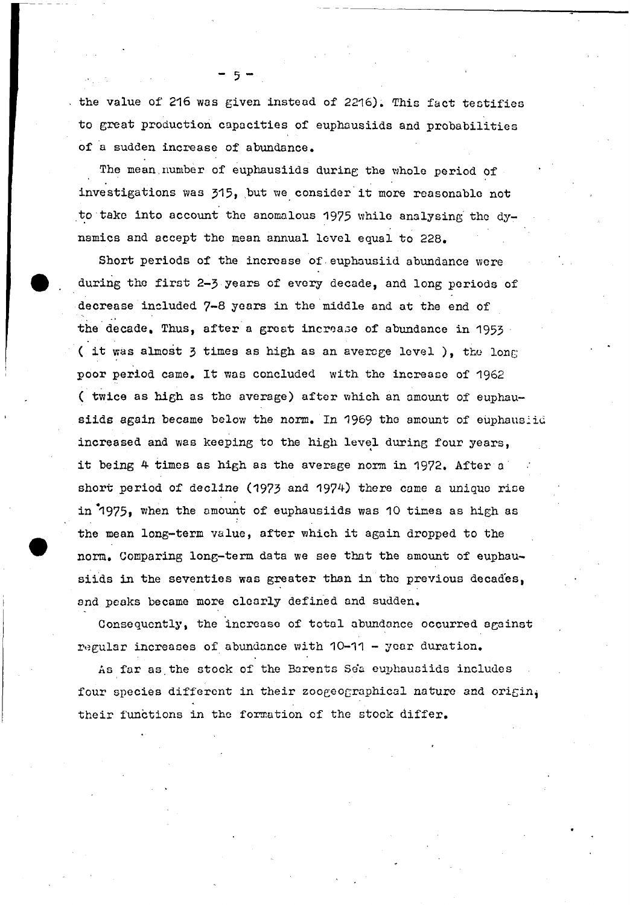the value of 216 was given instead of 2216). This fact testifies to great production capacities of euphausiids and probabilities of a sudden increase of abundance.

The mean number of euphausiids during the whole period of investigations was 315, but we consider it more reasonable not to take into account the anomalous 1975 while analysing the dynamics and accept the mean annual level equal to 228.

Short periods of the increase of euphausiid abundance were during the first 2-3 years of every decade, and long periods of decrease included 7-8 years in the middle and at the end of the decade. Thus, after a great increase of abundance in 1953 ( it was almost 3 times as high as an average level ), the long poor period came. It was concluded with the increase of 1962 ( twice as high as the average) after which an amount of euphausiids again became below the norm. In 1969 the amount of euphausiid increased and was keeping to the high level during four years, it being 4 times as high as the average norm in 1972. After a short period of decline (1973 and 1974) there came a unique rise in 1975, when the amount of euphausiids was 10 times as high as the mean long-term value, after which it again dropped to the norm. Comparing long-term data we see that the amount of euphausiids in the seventies was greater than in the previous decades, and peaks became more clearly defined and sudden.

Consequently, the increase of total abundance occurred against regular increases of abundance with 10-11 - year duration.

As far as the stock of the Barents Sea euphausiids includes four species different in their zoogeographical nature and origin, their functions in the formation of the stock differ.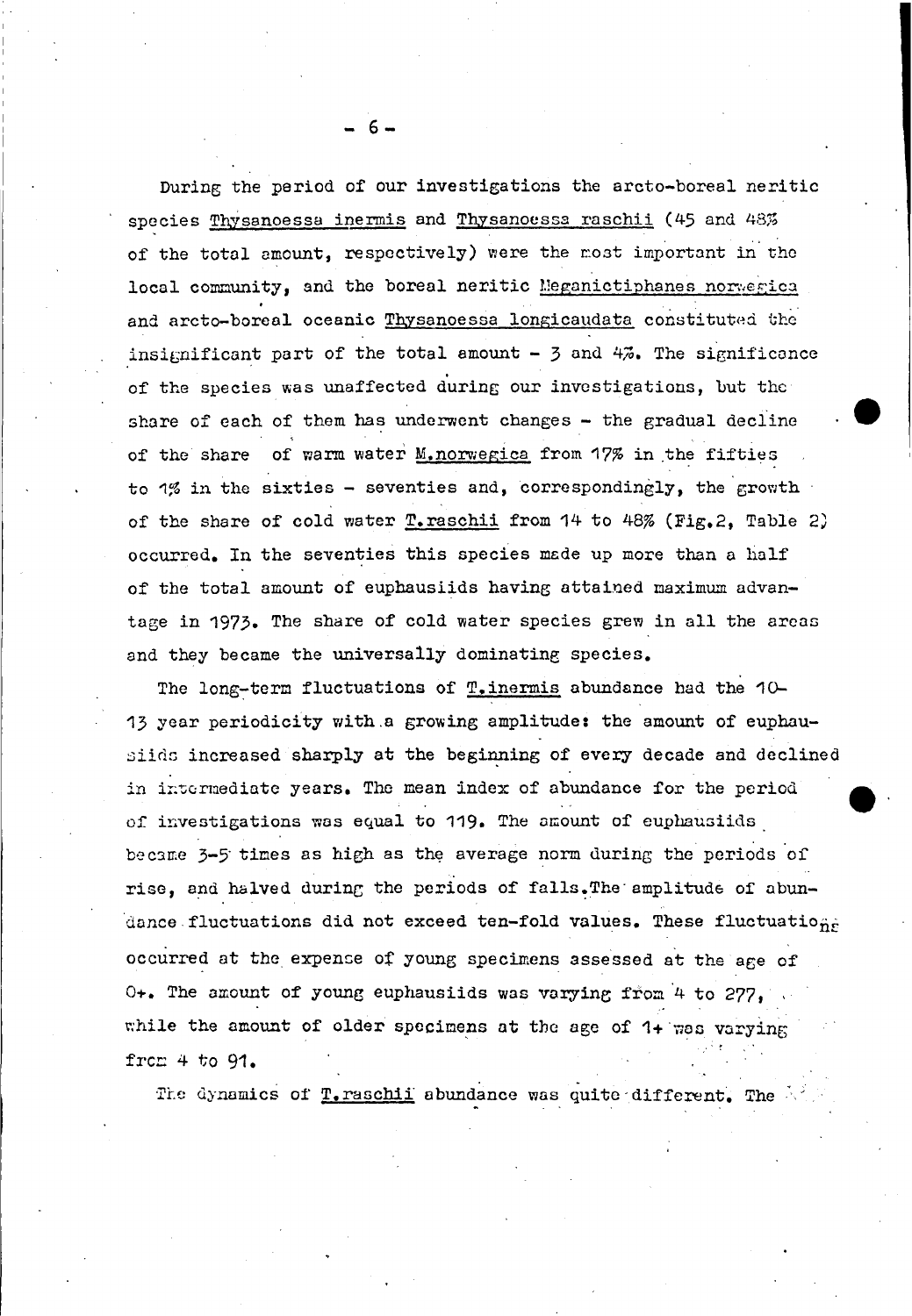During the period of our investigations the arcto-boreal neritic species Thysanoessa inermis and Thysanoessa raschii (45 and 48% of the total amount, respectively) were the most important in the local community, and the boreal neritic Meganictiphanes norvegica and arcto-boreal oceanic Thysanoessa longicaudata constituted the insignificant part of the total amount - 3 and 4%. The significance of the species was unaffected during our investigations, but the share of each of them has underwent changes - the gradual decline of the share of warm water M.norvegica from 17% in the fifties to 1% in the sixties - seventies and, correspondingly, the growth of the share of cold water T.raschii from 14 to 48% (Fig.2, Table 2) occurred. In the seventies this species made up more than a half of the total amount of euphausiids having attained maximum advantage in 1973. The share of cold water species grew in all the areas and they became the universally dominating species.

The long-term fluctuations of T.inermis abundance had the 10-13 year periodicity with a growing amplitude: the amount of euphausiids increased sharply at the beginning of every decade and declined in intermediate years. The mean index of abundance for the period of investigations was equal to 119. The amount of euphausiids became 3-5 times as high as the average norm during the periods of rise, and halved during the periods of falls. The amplitude of abundance fluctuations did not exceed ten-fold values. These fluctuations occurred at the expense of young specimens assessed at the age of 0+. The amount of young euphausiids was varying from 4 to 277, while the amount of older specimens at the age of 1+ was varying from 4 to 91.

The dynamics of T.raschii abundance was quite different. The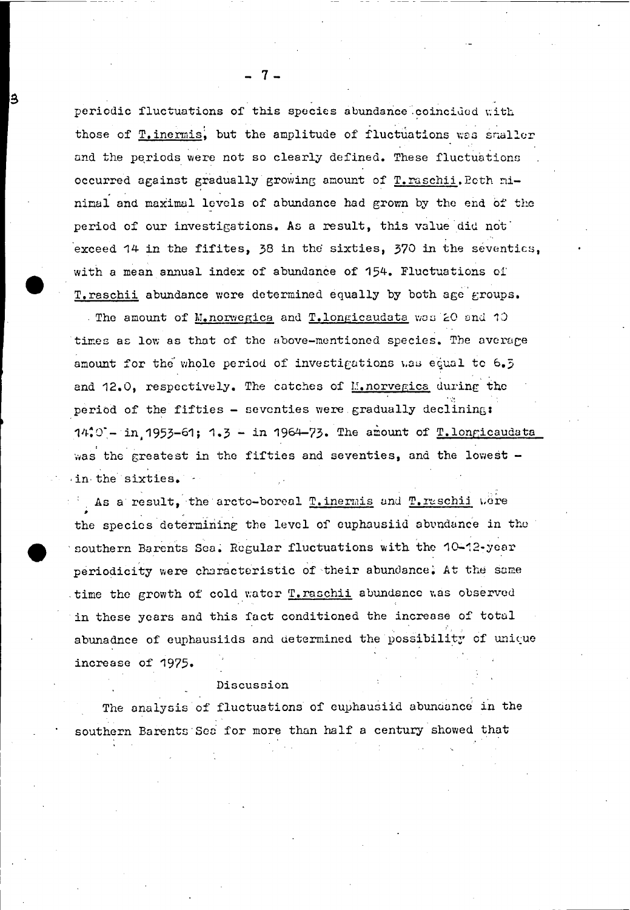periodic fluctuations of this species abundance coincided with those of _T.inermis_, but the amplitude of fluctuations was smaller and the periods were not so clearly defined. These fluctuations occurred against gradually growing amount of _T.raschii_. Both minimal and maximal levels of abundance had grown by the end of the period of our investigations. As a result, this value did not exceed 14 in the fifites, 38 in the sixties, 370 in the seventies, with a mean annual index of abundance of 154. Fluctuations of _T.raschii_ abundance were determined equally by both age groups.

The amount of _M.norwegica_ and _T.longicaudata_ was 20 and 10 times as low as that of the above-mentioned species. The average amount for the whole period of investigations was equal to 6.3 and 12.0, respectively. The catches of _M.norvegica_ during the period of the fifties - seventies were gradually declining: 14.0 - in 1953-61; 1.3 - in 1964-73. The amount of _T.longicaudata_ was the greatest in the fifties and seventies, and the lowest - in the sixties.

As a result, the arcto-boreal _T.inermis_ and _T.raschii_ were the species determining the level of euphausiid abundance in the southern Barents Sea. Regular fluctuations with the 10-12-year periodicity were characteristic of their abundance. At the same time the growth of cold water _T.raschii_ abundance was observed in these years and this fact conditioned the increase of total abunadnce of euphausiids and determined the possibility of unique increase of 1975.

## Discussion

The analysis of fluctuations of euphausiid abundance in the southern Barents Sea for more than half a century showed that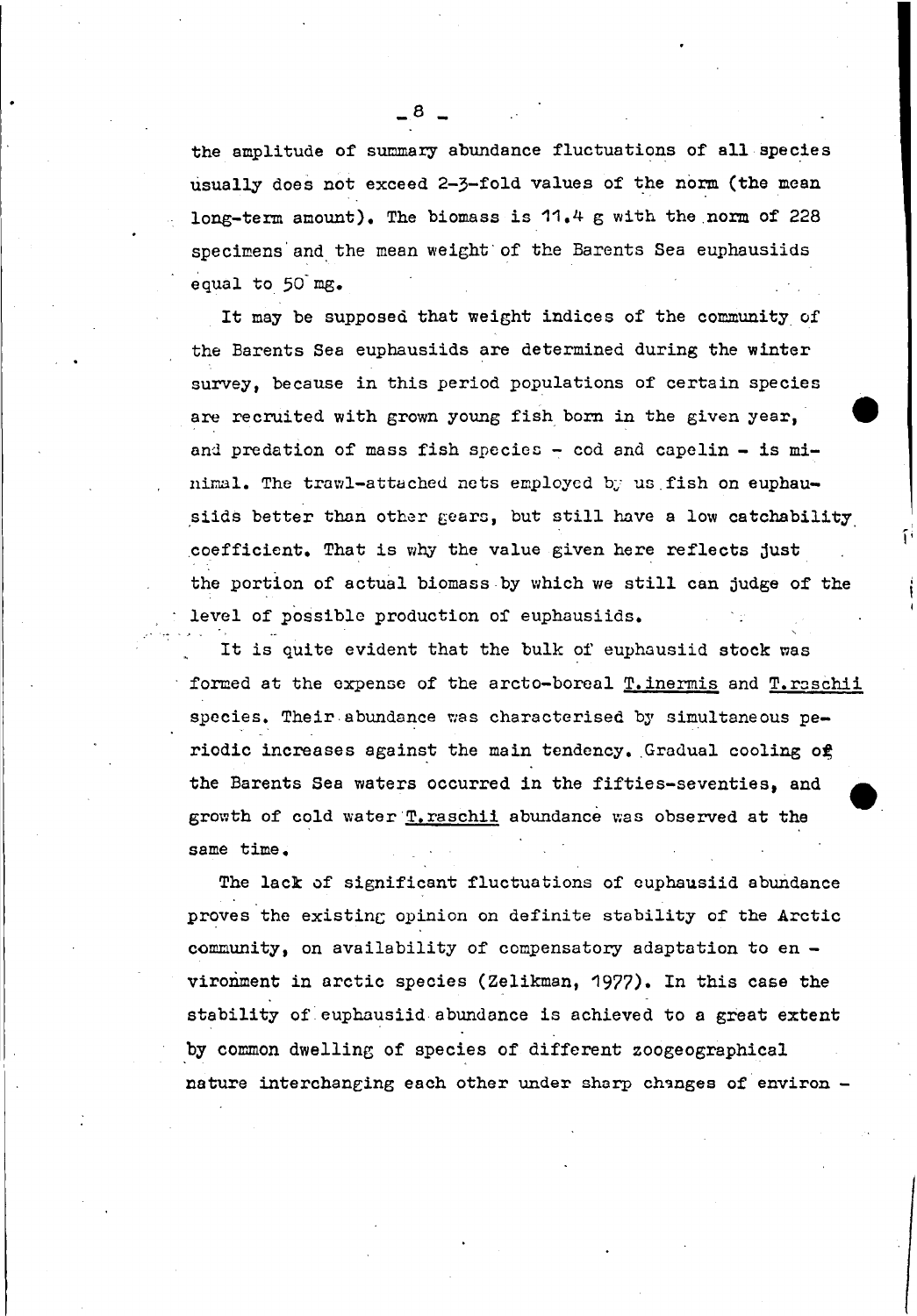the amplitude of summary abundance fluctuations of all species usually does not exceed 2-3-fold values of the norm (the mean long-term amount). The biomass is 11.4 g with the norm of 228 specimens and the mean weight of the Barents Sea euphausiids equal to 50 mg.

It may be supposed that weight indices of the community of the Barents Sea euphausiids are determined during the winter survey, because in this period populations of certain species are recruited with grown young fish born in the given year, and predation of mass fish species - cod and capelin - is minimal. The trawl-attached nets employed by us fish on euphausiids better than other gears, but still have a low catchability coefficient. That is why the value given here reflects just the portion of actual biomass by which we still can judge of the level of possible production of euphausiids.

It is quite evident that the bulk of euphausiid stock was formed at the expense of the arcto-boreal T. inermis and T. raschii species. Their abundance was characterised by simultaneous periodic increases against the main tendency. Gradual cooling of the Barents Sea waters occurred in the fifties-seventies, and growth of cold water T. raschii abundance was observed at the same time.

The lack of significant fluctuations of euphausiid abundance proves the existing opinion on definite stability of the Arctic community, on availability of compensatory adaptation to environment in arctic species (Zelikman, 1977). In this case the stability of euphausiid abundance is achieved to a great extent by common dwelling of species of different zoogeographical nature interchanging each other under sharp changes of environ -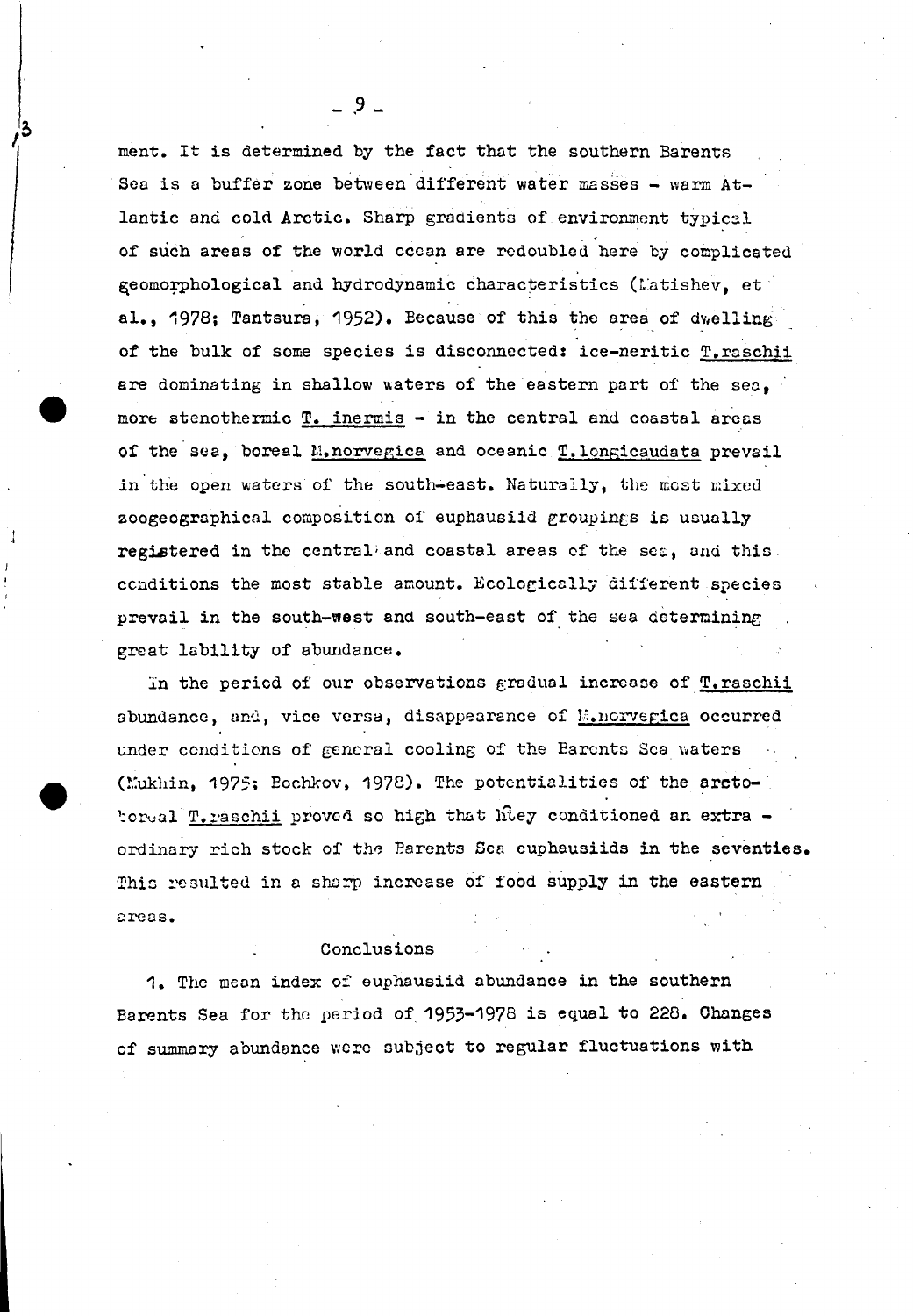ment. It is determined by the fact that the southern Barents Sea is a buffer zone between different water masses - warm Atlantic and cold Arctic. Sharp gradients of environment typical of such areas of the world ocean are redoubled here by complicated geomorphological and hydrodynamic characteristics (Matishev, et al., 1978; Tantsura, 1952). Because of this the area of dwelling of the bulk of some species is disconnected: ice-neritic T.raschii are dominating in shallow waters of the eastern part of the sea, more stenothermic T. inermis - in the central and coastal areas of the sea, boreal M.norvegica and oceanic T.longicaudata prevail in the open waters of the south-east. Naturally, the most mixed zoogeographical composition of euphausiid groupings is usually registered in the central and coastal areas of the sea, and this conditions the most stable amount. Ecologically different species prevail in the south-west and south-east of the sea determining great lability of abundance.

In the period of our observations gradual increase of T.raschii abundance, and, vice versa, disappearance of M.norvegica occurred under conditions of general cooling of the Barents Sea waters (Mukhin, 1975; Bochkov, 1978). The potentialities of the arcto-boreal T.raschii proved so high that they conditioned an extra - ordinary rich stock of the Barents Sea euphausiids in the seventies. This resulted in a sharp increase of food supply in the eastern areas.

## Conclusions

1. The mean index of euphausiid abundance in the southern Barents Sea for the period of 1953-1978 is equal to 228. Changes of summary abundance were subject to regular fluctuations with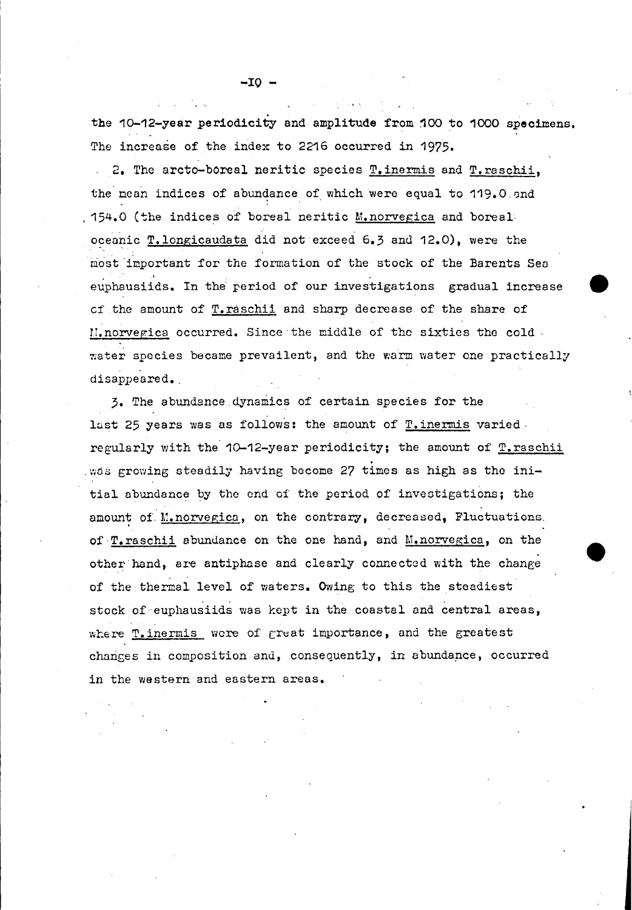the 10-12-year periodicity and amplitude from 100 to 1000 specimens. The increase of the index to 2216 occurred in 1975.

2. The arcto-boreal neritic species T.inermis and T.raschii, the mean indices of abundance of which were equal to 119.0 and 154.0 (the indices of boreal neritic M.norvegica and boreal oceanic T.longicaudata did not exceed 6.3 and 12.0), were the most important for the formation of the stock of the Barents Sea euphausiids. In the period of our investigations gradual increase of the amount of T.raschii and sharp decrease of the share of M.norvegica occurred. Since the middle of the sixties the cold water species became prevailent, and the warm water one practically disappeared.

3. The abundance dynamics of certain species for the last 25 years was as follows: the amount of T.inermis varied regularly with the 10-12-year periodicity; the amount of T.raschii was growing steadily having become 27 times as high as the initial abundance by the end of the period of investigations; the amount of M.norvegica, on the contrary, decreased, Fluctuations of T.raschii abundance on the one hand, and M.norvegica, on the other hand, are antiphase and clearly connected with the change of the thermal level of waters. Owing to this the steadiest stock of euphausiids was kept in the coastal and central areas, where T.inermis were of great importance, and the greatest changes in composition and, consequently, in abundance, occurred in the western and eastern areas.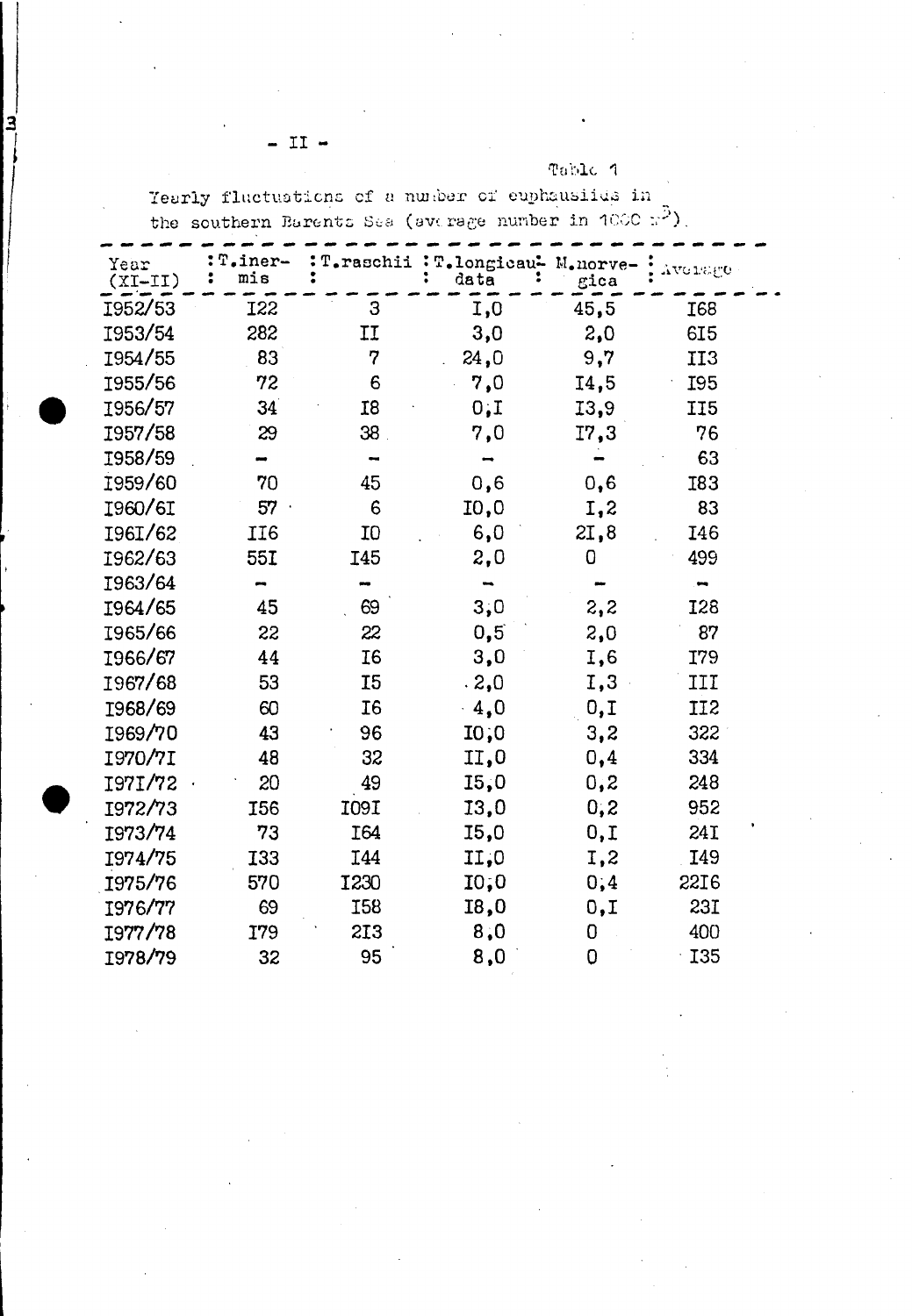Table 1

Yearly fluctuations of a number of euphausiids in the southern Barents Sea (average number in 1000 $m^3$).

| Year (XI–II) | T.inermis | T.raschii | T.longicaudata | M.norvegica | Average |
|---|---|---|---|---|---|
| 1952/53 | 122 | 3 | 1,0 | 45,5 | 168 |
| 1953/54 | 282 | 11 | 3,0 | 2,0 | 615 |
| 1954/55 | 83 | 7 | 24,0 | 9,7 | 113 |
| 1955/56 | 72 | 6 | 7,0 | 14,5 | 195 |
| 1956/57 | 34 | 18 | 0,1 | 13,9 | 115 |
| 1957/58 | 29 | 38 | 7,0 | 17,3 | 76 |
| 1958/59 | – | – | – | – | 63 |
| 1959/60 | 70 | 45 | 0,6 | 0,6 | 183 |
| 1960/61 | 57 | 6 | 10,0 | 1,2 | 83 |
| 1961/62 | 116 | 10 | 6,0 | 21,8 | 146 |
| 1962/63 | 551 | 145 | 2,0 | 0 | 499 |
| 1963/64 | – | – | – | – | – |
| 1964/65 | 45 | 69 | 3,0 | 2,2 | 128 |
| 1965/66 | 22 | 22 | 0,5 | 2,0 | 87 |
| 1966/67 | 44 | 16 | 3,0 | 1,6 | 179 |
| 1967/68 | 53 | 15 | 2,0 | 1,3 | 111 |
| 1968/69 | 60 | 16 | 4,0 | 0,1 | 112 |
| 1969/70 | 43 | 96 | 10,0 | 3,2 | 322 |
| 1970/71 | 48 | 32 | 11,0 | 0,4 | 334 |
| 1971/72 | 20 | 49 | 15,0 | 0,2 | 248 |
| 1972/73 | 156 | 1091 | 13,0 | 0,2 | 952 |
| 1973/74 | 73 | 164 | 15,0 | 0,1 | 241 |
| 1974/75 | 133 | 144 | 11,0 | 1,2 | 149 |
| 1975/76 | 570 | 1230 | 10,0 | 0,4 | 2216 |
| 1976/77 | 69 | 158 | 18,0 | 0,1 | 231 |
| 1977/78 | 179 | 213 | 8,0 | 0 | 400 |
| 1978/79 | 32 | 95 | 8,0 | 0 | 135 |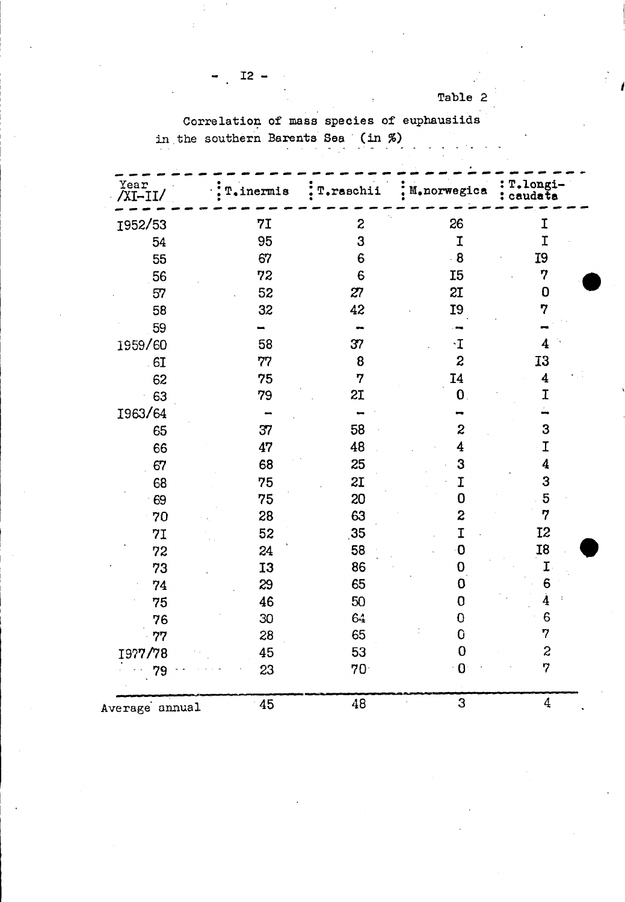Table 2

Correlation of mass species of euphausiids in the southern Barents Sea (in %)

| Year /XI–II/ | T.inermis | T.raschii | M.norwegica | T.longicaudata |
|---|---|---|---|---|
| 1952/53 | 71 | 2 | 26 | 1 |
| 54 | 95 | 3 | 1 | 1 |
| 55 | 67 | 6 | 8 | 19 |
| 56 | 72 | 6 | 15 | 7 |
| 57 | 52 | 27 | 21 | 0 |
| 58 | 32 | 42 | 19 | 7 |
| 59 | – | – | – | – |
| 1959/60 | 58 | 37 | 1 | 4 |
| 61 | 77 | 8 | 2 | 13 |
| 62 | 75 | 7 | 14 | 4 |
| 63 | 79 | 21 | 0 | 1 |
| 1963/64 | – | – | – | – |
| 65 | 37 | 58 | 2 | 3 |
| 66 | 47 | 48 | 4 | 1 |
| 67 | 68 | 25 | 3 | 4 |
| 68 | 75 | 21 | 1 | 3 |
| 69 | 75 | 20 | 0 | 5 |
| 70 | 28 | 63 | 2 | 7 |
| 71 | 52 | 35 | 1 | 12 |
| 72 | 24 | 58 | 0 | 18 |
| 73 | 13 | 86 | 0 | 1 |
| 74 | 29 | 65 | 0 | 6 |
| 75 | 46 | 50 | 0 | 4 |
| 76 | 30 | 64 | 0 | 6 |
| 77 | 28 | 65 | 0 | 7 |
| 1977/78 | 45 | 53 | 0 | 2 |
| 79 | 23 | 70 | 0 | 7 |
| Average annual | 45 | 48 | 3 | 4 |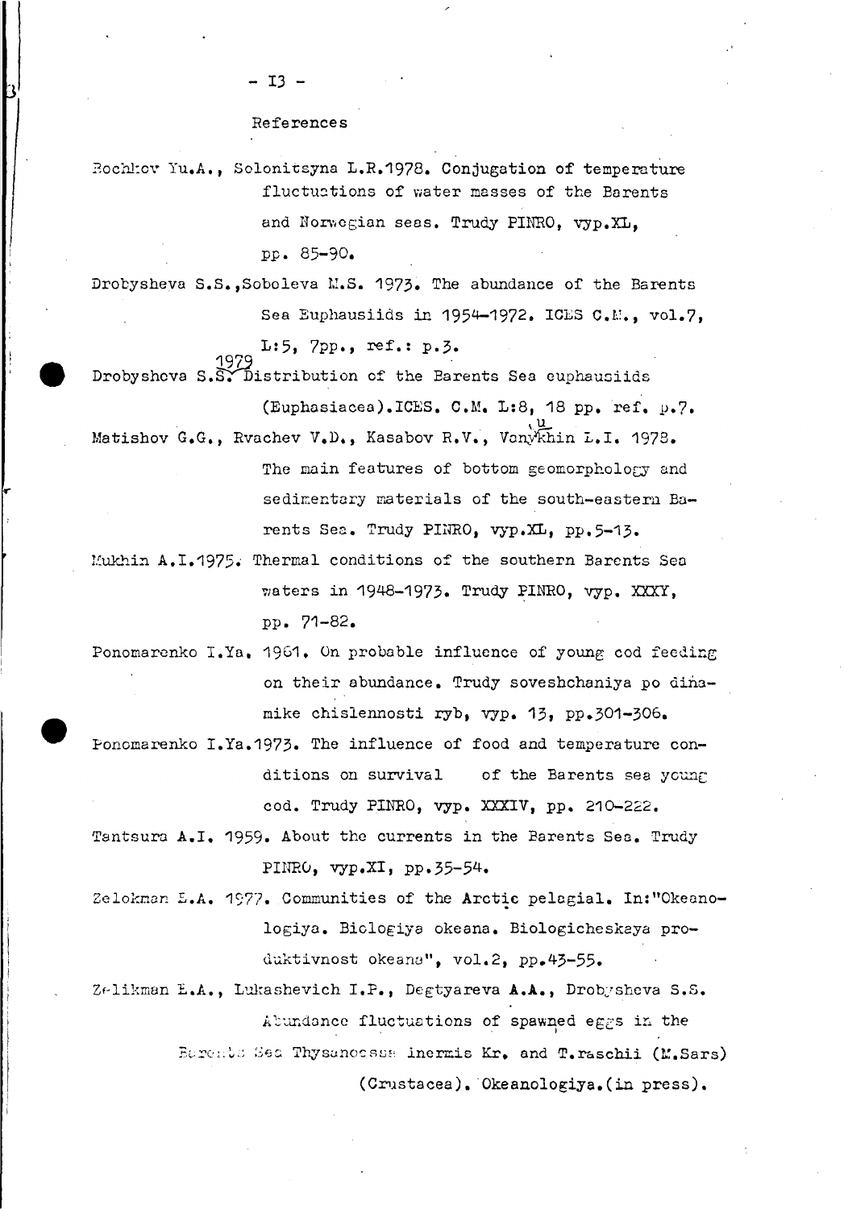## References

Bochkov Yu.A., Solonitsyna L.R.1978. Conjugation of temperature fluctuations of water masses of the Barents and Norwegian seas. Trudy PINRO, vyp.XL, pp. 85-90.

Drobysheva S.S.,Soboleva M.S. 1973. The abundance of the Barents Sea Euphausiids in 1954-1972. ICES C.M., vol.7, L:5, 7pp., ref.: p.3.

Drobysheva S.S. 1979 Distribution of the Barents Sea euphausiids (Euphasiacea).ICES. C.M. L:8, 18 pp. ref. p.7.

Matishov G.G., Rvachev V.D., Kasabov R.V., Vanyukhin L.I. 1978. The main features of bottom geomorphology and sedimentary materials of the south-eastern Barents Sea. Trudy PINRO, vyp.XL, pp.5-13.

Mukhin A.I.1975. Thermal conditions of the southern Barents Sea waters in 1948-1973. Trudy PINRO, vyp. XXXY, pp. 71-82.

Ponomarenko I.Ya. 1961. On probable influence of young cod feeding on their abundance. Trudy soveshchaniya po dinamike chislennosti ryb, vyp. 13, pp.301-306.

Ponomarenko I.Ya.1973. The influence of food and temperature conditions on survival of the Barents sea young cod. Trudy PINRO, vyp. XXXIV, pp. 210-222.

Tantsura A.I. 1959. About the currents in the Barents Sea. Trudy PINRO, vyp.XI, pp.35-54.

Zelokman E.A. 1977. Communities of the Arctic pelagial. In:"Okeanologiya. Biologiya okeana. Biologicheskaya produktivnost okeana", vol.2, pp.43-55.

Zelikman E.A., Lukashevich I.P., Degtyareva A.A., Drobysheva S.S. Abundance fluctuations of spawned eggs in the Barents Sea Thysanoessa inermis Kr. and T.raschii (M.Sars) (Crustacea). Okeanologiya.(in press).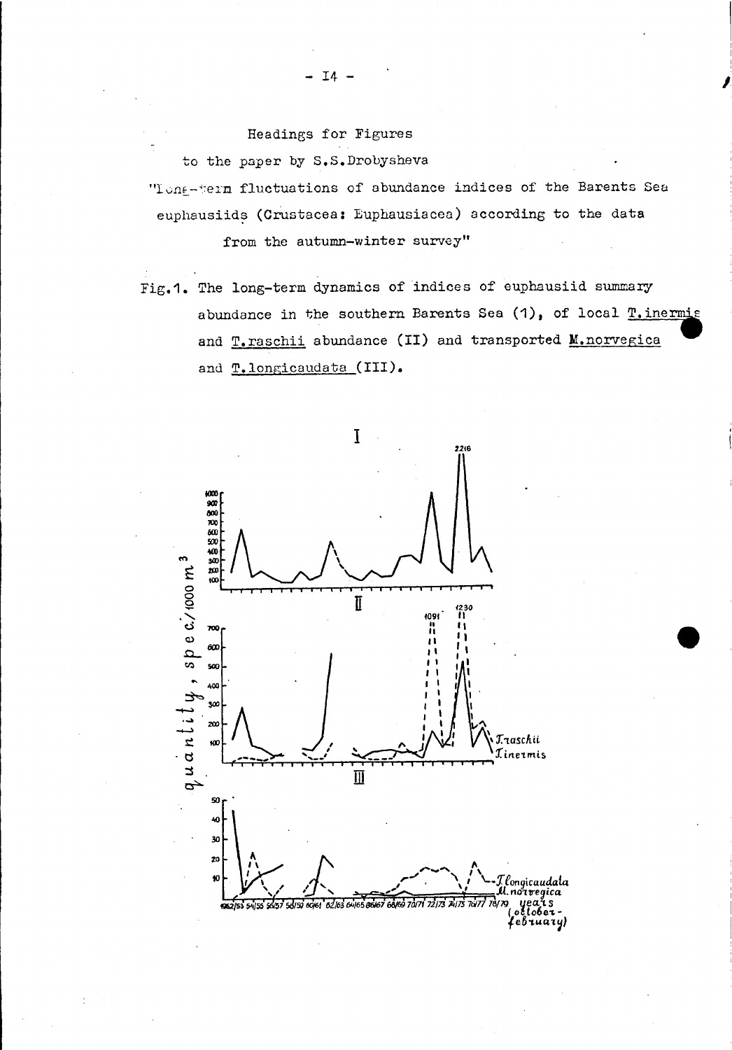Headings for Figures

to the paper by S.S.Drobysheva

"Long-term fluctuations of abundance indices of the Barents Sea euphausiids (Crustacea: Euphausiacea) according to the data from the autumn-winter survey"

Fig.1. The long-term dynamics of indices of euphausiid summary abundance in the southern Barents Sea (1), of local T.inermis and T.raschii abundance (II) and transported M.norvegica and T.longicaudata (III).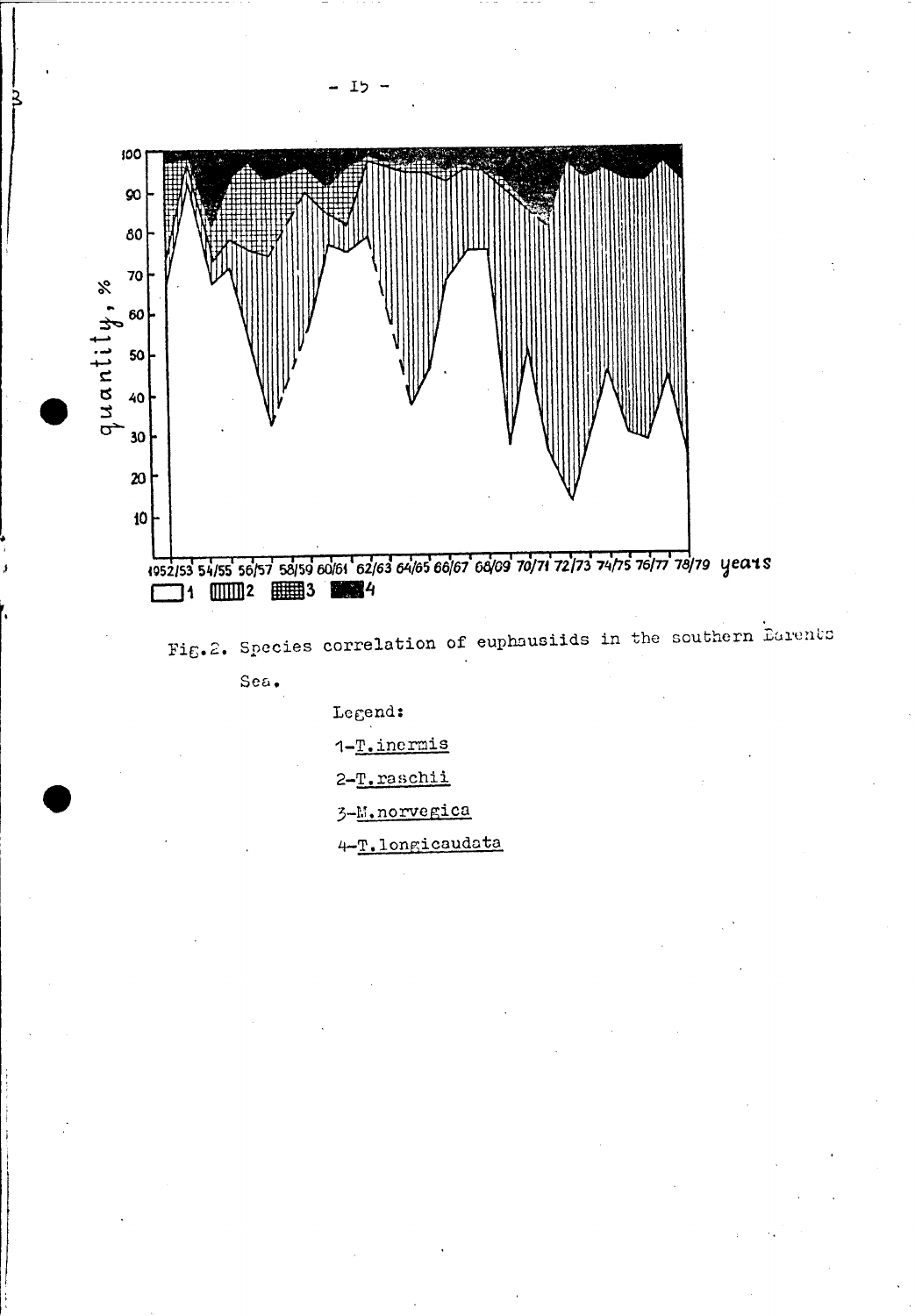100
90
80
70
60
50
40
30
20
10

quantity, %

1952/53 54/55 56/57 58/59 60/61 62/63 64/65 66/67 68/69 70/71 72/73 74/75 76/77 78/79 years

1 2 3 4

Fig.2. Species correlation of euphausiids in the southern Barents Sea.

Legend:

1-T.inermis

2-T.raschii

3-M.norvegica

4-T.longicaudata